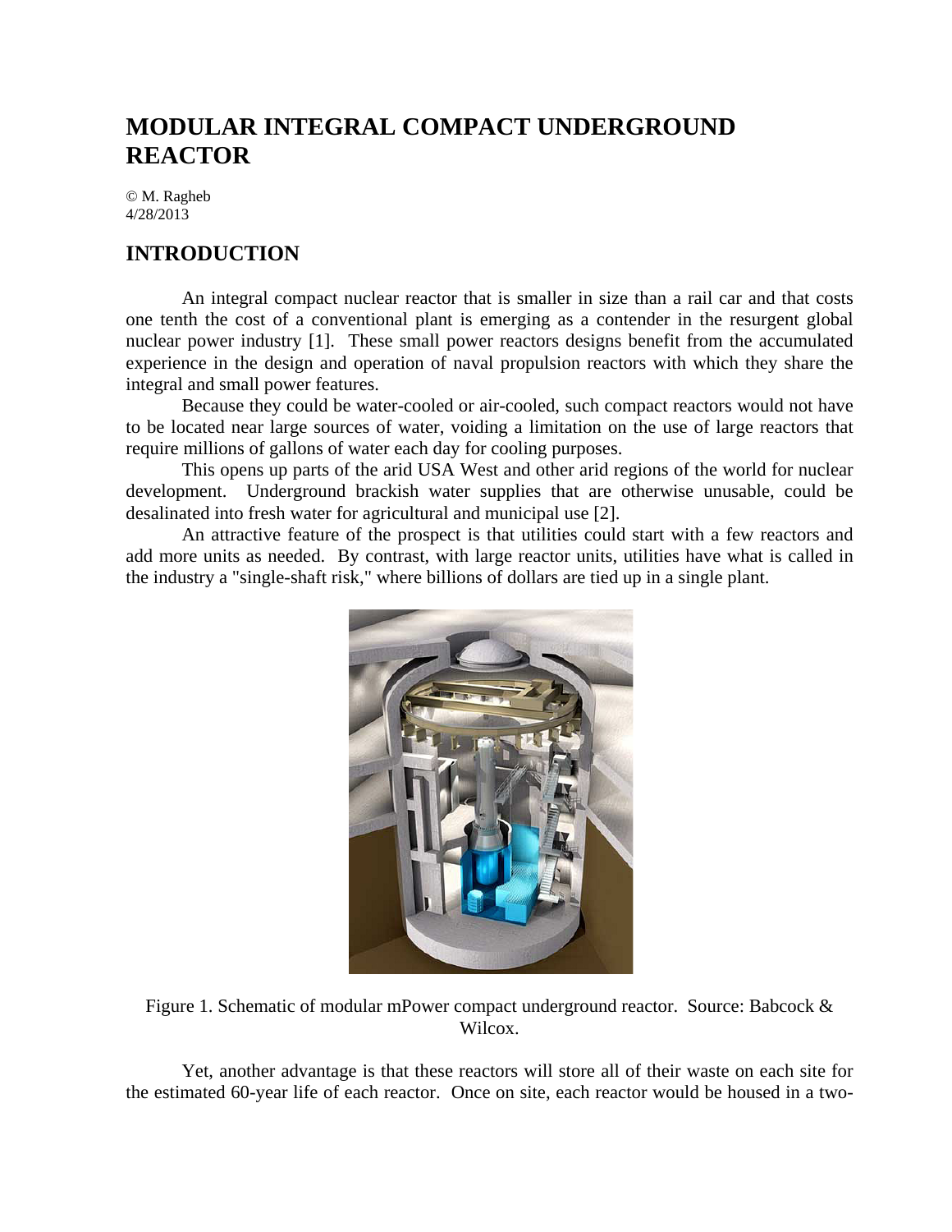# MODULAR INTEGRAL COMPACT UNDERGROUND REACTOR

© M. Ragheb
4/28/2013

## INTRODUCTION

An integral compact nuclear reactor that is smaller in size than a rail car and that costs one tenth the cost of a conventional plant is emerging as a contender in the resurgent global nuclear power industry [1]. These small power reactors designs benefit from the accumulated experience in the design and operation of naval propulsion reactors with which they share the integral and small power features.

Because they could be water-cooled or air-cooled, such compact reactors would not have to be located near large sources of water, voiding a limitation on the use of large reactors that require millions of gallons of water each day for cooling purposes.

This opens up parts of the arid USA West and other arid regions of the world for nuclear development. Underground brackish water supplies that are otherwise unusable, could be desalinated into fresh water for agricultural and municipal use [2].

An attractive feature of the prospect is that utilities could start with a few reactors and add more units as needed. By contrast, with large reactor units, utilities have what is called in the industry a "single-shaft risk," where billions of dollars are tied up in a single plant.

Figure 1. Schematic of modular mPower compact underground reactor. Source: Babcock & Wilcox.

Yet, another advantage is that these reactors will store all of their waste on each site for the estimated 60-year life of each reactor. Once on site, each reactor would be housed in a two-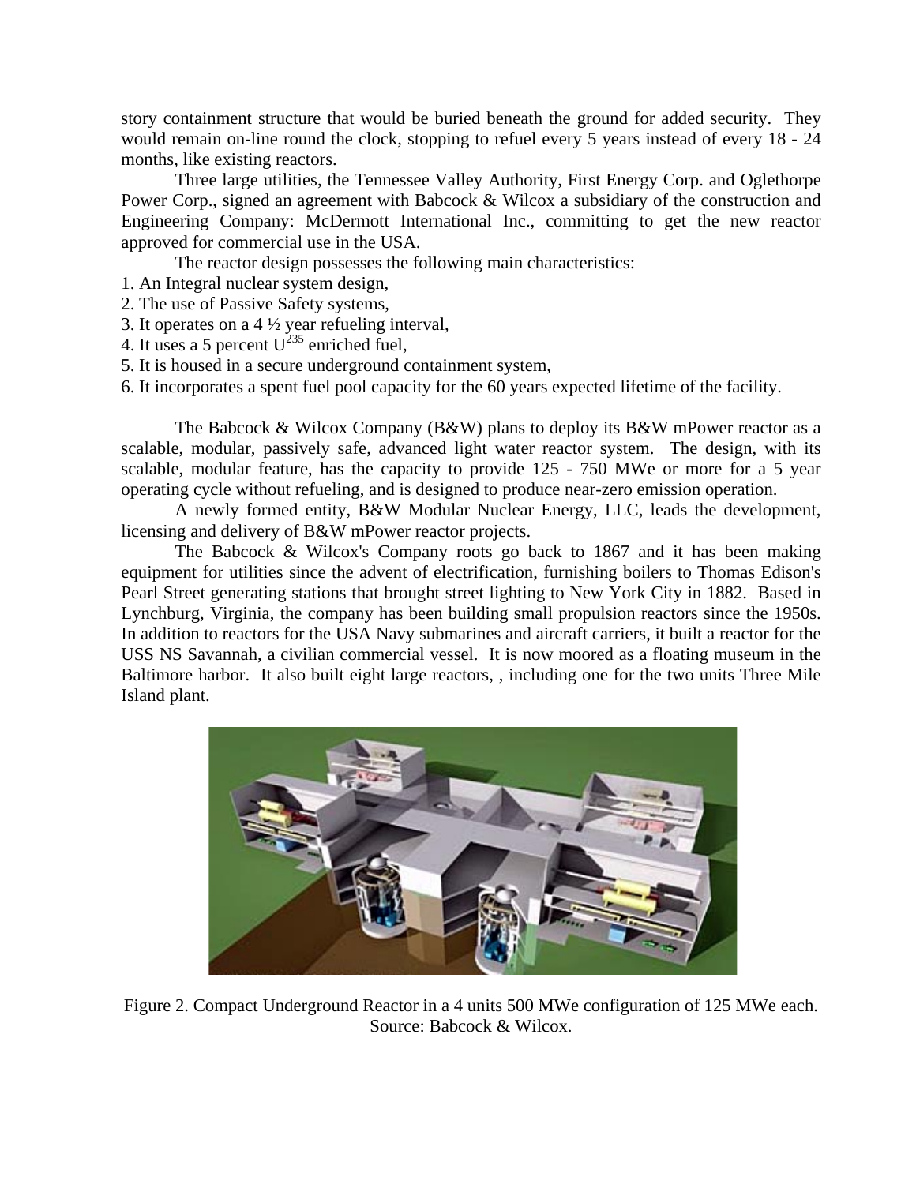story containment structure that would be buried beneath the ground for added security. They would remain on-line round the clock, stopping to refuel every 5 years instead of every 18 - 24 months, like existing reactors.

Three large utilities, the Tennessee Valley Authority, First Energy Corp. and Oglethorpe Power Corp., signed an agreement with Babcock & Wilcox a subsidiary of the construction and Engineering Company: McDermott International Inc., committing to get the new reactor approved for commercial use in the USA.

The reactor design possesses the following main characteristics:

1. An Integral nuclear system design,
2. The use of Passive Safety systems,
3. It operates on a 4 ½ year refueling interval,
4. It uses a 5 percent $U^{235}$ enriched fuel,
5. It is housed in a secure underground containment system,
6. It incorporates a spent fuel pool capacity for the 60 years expected lifetime of the facility.

The Babcock & Wilcox Company (B&W) plans to deploy its B&W mPower reactor as a scalable, modular, passively safe, advanced light water reactor system. The design, with its scalable, modular feature, has the capacity to provide 125 - 750 MWe or more for a 5 year operating cycle without refueling, and is designed to produce near-zero emission operation.

A newly formed entity, B&W Modular Nuclear Energy, LLC, leads the development, licensing and delivery of B&W mPower reactor projects.

The Babcock & Wilcox's Company roots go back to 1867 and it has been making equipment for utilities since the advent of electrification, furnishing boilers to Thomas Edison's Pearl Street generating stations that brought street lighting to New York City in 1882. Based in Lynchburg, Virginia, the company has been building small propulsion reactors since the 1950s. In addition to reactors for the USA Navy submarines and aircraft carriers, it built a reactor for the USS NS Savannah, a civilian commercial vessel. It is now moored as a floating museum in the Baltimore harbor. It also built eight large reactors, , including one for the two units Three Mile Island plant.

Figure 2. Compact Underground Reactor in a 4 units 500 MWe configuration of 125 MWe each. Source: Babcock & Wilcox.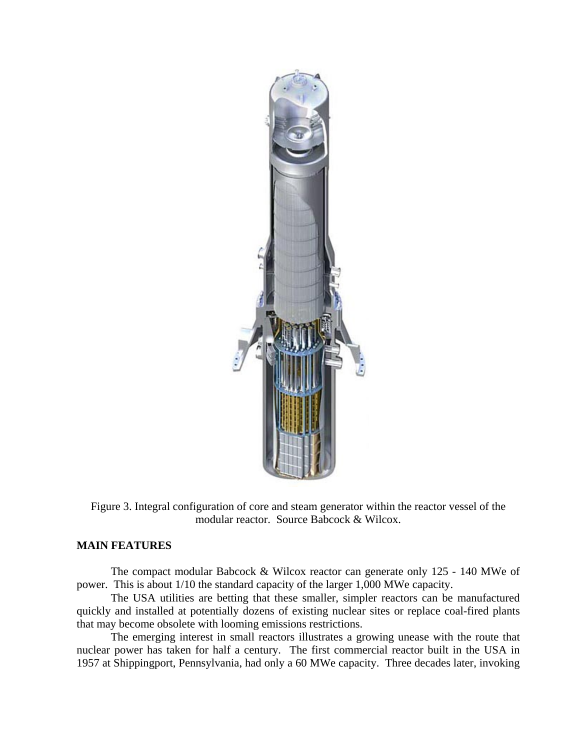Figure 3. Integral configuration of core and steam generator within the reactor vessel of the modular reactor. Source Babcock & Wilcox.

**MAIN FEATURES**

The compact modular Babcock & Wilcox reactor can generate only 125 - 140 MWe of power. This is about 1/10 the standard capacity of the larger 1,000 MWe capacity.

The USA utilities are betting that these smaller, simpler reactors can be manufactured quickly and installed at potentially dozens of existing nuclear sites or replace coal-fired plants that may become obsolete with looming emissions restrictions.

The emerging interest in small reactors illustrates a growing unease with the route that nuclear power has taken for half a century. The first commercial reactor built in the USA in 1957 at Shippingport, Pennsylvania, had only a 60 MWe capacity. Three decades later, invoking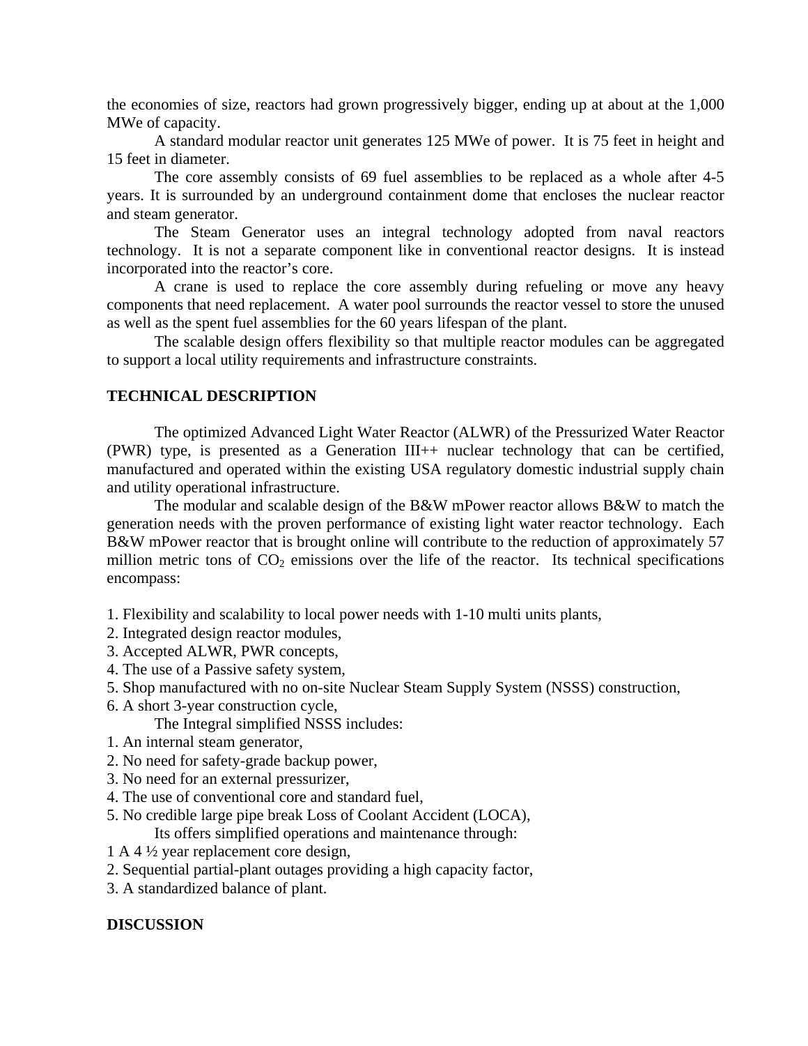the economies of size, reactors had grown progressively bigger, ending up at about at the 1,000 MWe of capacity.

A standard modular reactor unit generates 125 MWe of power. It is 75 feet in height and 15 feet in diameter.

The core assembly consists of 69 fuel assemblies to be replaced as a whole after 4-5 years. It is surrounded by an underground containment dome that encloses the nuclear reactor and steam generator.

The Steam Generator uses an integral technology adopted from naval reactors technology. It is not a separate component like in conventional reactor designs. It is instead incorporated into the reactor's core.

A crane is used to replace the core assembly during refueling or move any heavy components that need replacement. A water pool surrounds the reactor vessel to store the unused as well as the spent fuel assemblies for the 60 years lifespan of the plant.

The scalable design offers flexibility so that multiple reactor modules can be aggregated to support a local utility requirements and infrastructure constraints.

**TECHNICAL DESCRIPTION**

The optimized Advanced Light Water Reactor (ALWR) of the Pressurized Water Reactor (PWR) type, is presented as a Generation III++ nuclear technology that can be certified, manufactured and operated within the existing USA regulatory domestic industrial supply chain and utility operational infrastructure.

The modular and scalable design of the B&W mPower reactor allows B&W to match the generation needs with the proven performance of existing light water reactor technology. Each B&W mPower reactor that is brought online will contribute to the reduction of approximately 57 million metric tons of $CO_2$ emissions over the life of the reactor. Its technical specifications encompass:

1. Flexibility and scalability to local power needs with 1-10 multi units plants,
2. Integrated design reactor modules,
3. Accepted ALWR, PWR concepts,
4. The use of a Passive safety system,
5. Shop manufactured with no on-site Nuclear Steam Supply System (NSSS) construction,
6. A short 3-year construction cycle,

The Integral simplified NSSS includes:

1. An internal steam generator,
2. No need for safety-grade backup power,
3. No need for an external pressurizer,
4. The use of conventional core and standard fuel,
5. No credible large pipe break Loss of Coolant Accident (LOCA),

Its offers simplified operations and maintenance through:

1 A 4 ½ year replacement core design,
2. Sequential partial-plant outages providing a high capacity factor,
3. A standardized balance of plant.

**DISCUSSION**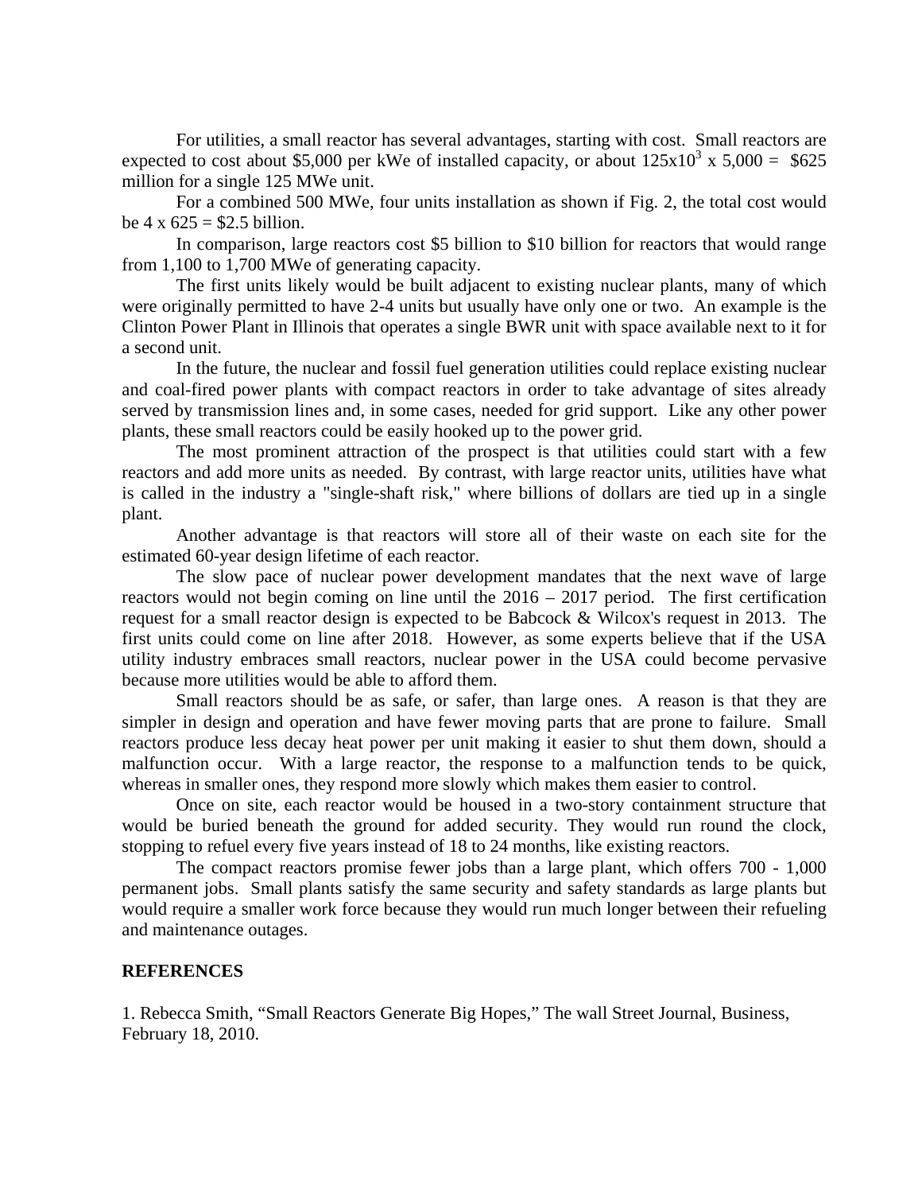For utilities, a small reactor has several advantages, starting with cost. Small reactors are expected to cost about \$5,000 per kWe of installed capacity, or about $125x10^3$ x 5,000 = \$625 million for a single 125 MWe unit.

For a combined 500 MWe, four units installation as shown if Fig. 2, the total cost would be 4 x 625 = \$2.5 billion.

In comparison, large reactors cost \$5 billion to \$10 billion for reactors that would range from 1,100 to 1,700 MWe of generating capacity.

The first units likely would be built adjacent to existing nuclear plants, many of which were originally permitted to have 2-4 units but usually have only one or two. An example is the Clinton Power Plant in Illinois that operates a single BWR unit with space available next to it for a second unit.

In the future, the nuclear and fossil fuel generation utilities could replace existing nuclear and coal-fired power plants with compact reactors in order to take advantage of sites already served by transmission lines and, in some cases, needed for grid support. Like any other power plants, these small reactors could be easily hooked up to the power grid.

The most prominent attraction of the prospect is that utilities could start with a few reactors and add more units as needed. By contrast, with large reactor units, utilities have what is called in the industry a "single-shaft risk," where billions of dollars are tied up in a single plant.

Another advantage is that reactors will store all of their waste on each site for the estimated 60-year design lifetime of each reactor.

The slow pace of nuclear power development mandates that the next wave of large reactors would not begin coming on line until the 2016 – 2017 period. The first certification request for a small reactor design is expected to be Babcock & Wilcox's request in 2013. The first units could come on line after 2018. However, as some experts believe that if the USA utility industry embraces small reactors, nuclear power in the USA could become pervasive because more utilities would be able to afford them.

Small reactors should be as safe, or safer, than large ones. A reason is that they are simpler in design and operation and have fewer moving parts that are prone to failure. Small reactors produce less decay heat power per unit making it easier to shut them down, should a malfunction occur. With a large reactor, the response to a malfunction tends to be quick, whereas in smaller ones, they respond more slowly which makes them easier to control.

Once on site, each reactor would be housed in a two-story containment structure that would be buried beneath the ground for added security. They would run round the clock, stopping to refuel every five years instead of 18 to 24 months, like existing reactors.

The compact reactors promise fewer jobs than a large plant, which offers 700 - 1,000 permanent jobs. Small plants satisfy the same security and safety standards as large plants but would require a smaller work force because they would run much longer between their refueling and maintenance outages.

## REFERENCES

1. Rebecca Smith, "Small Reactors Generate Big Hopes," The wall Street Journal, Business, February 18, 2010.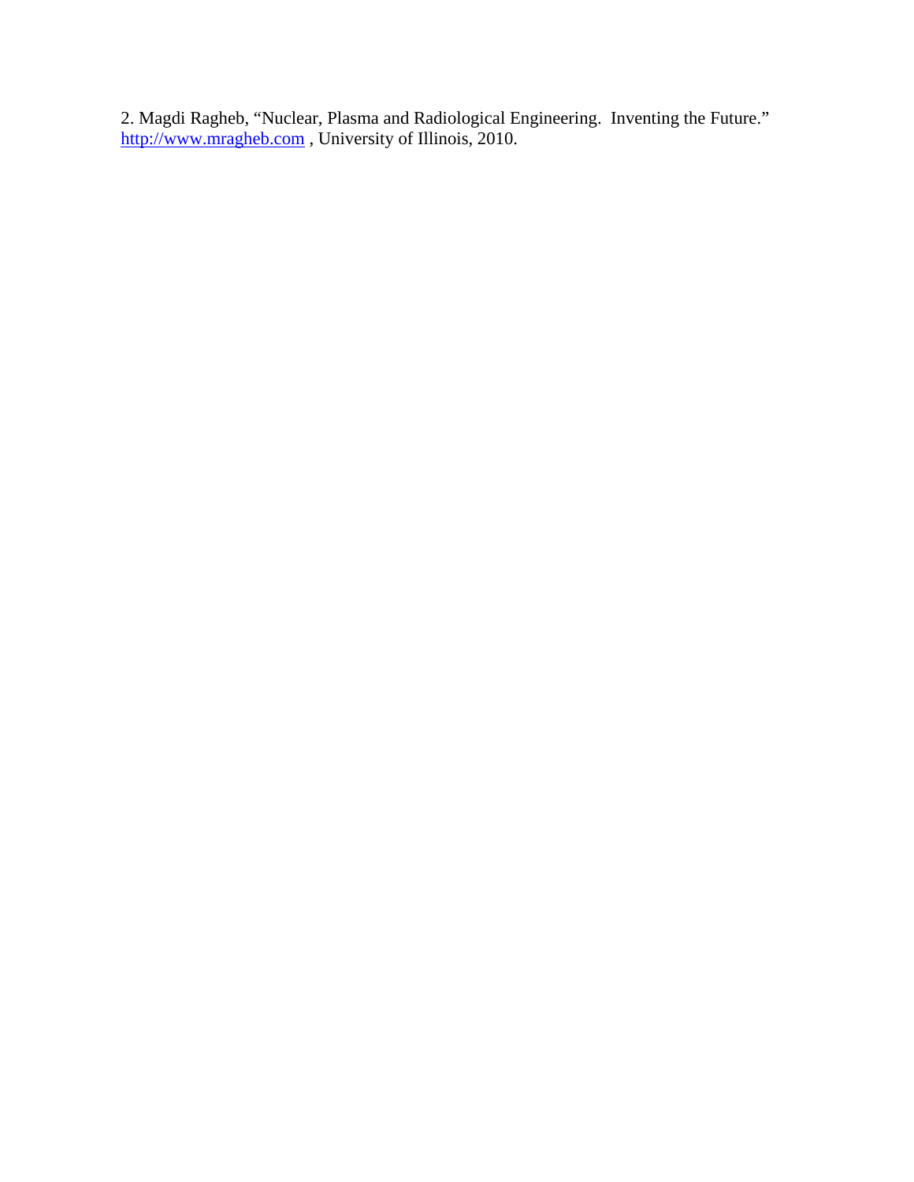2. Magdi Ragheb, “Nuclear, Plasma and Radiological Engineering. Inventing the Future.” http://www.mragheb.com , University of Illinois, 2010.